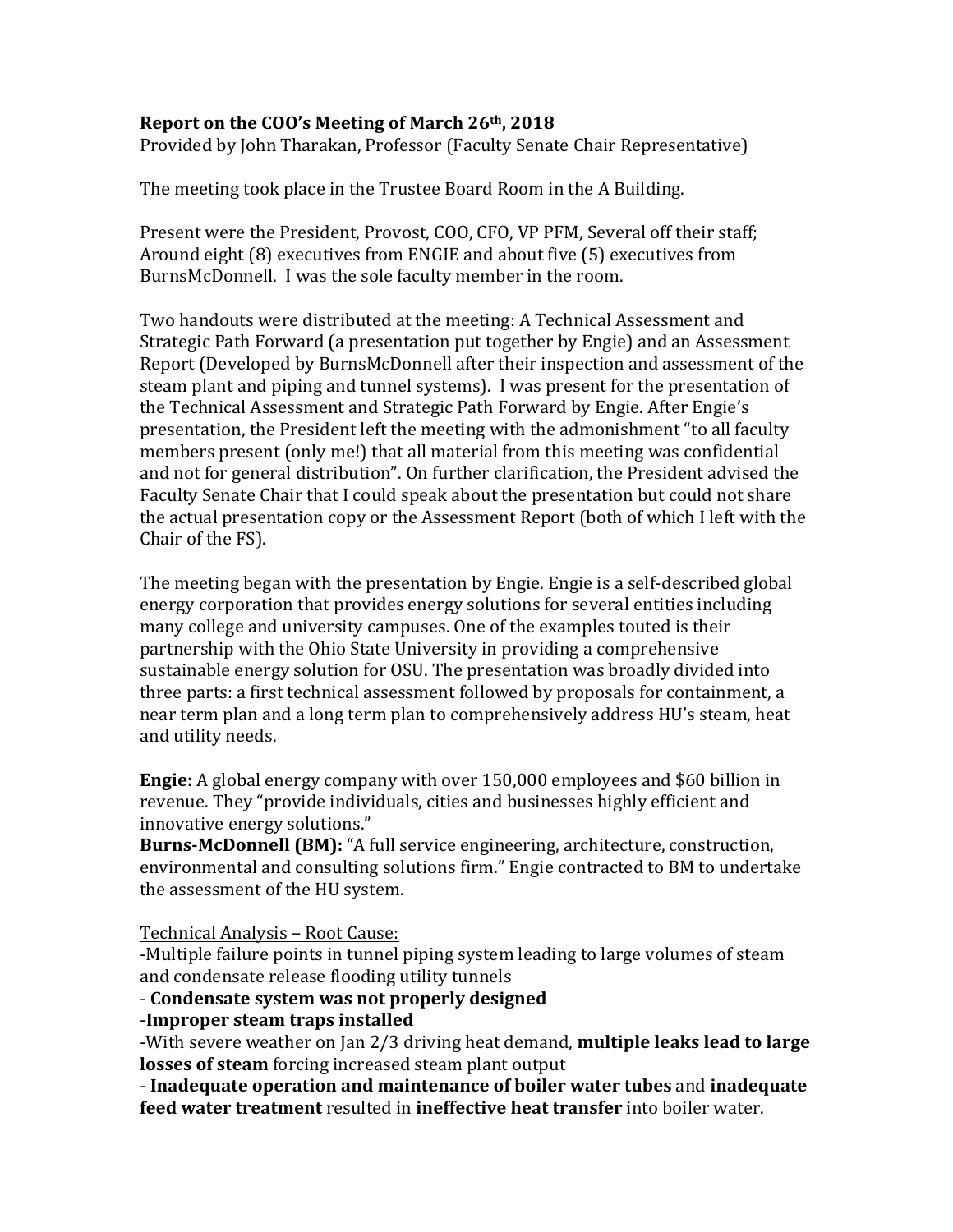**Report on the COO's Meeting of March 26th, 2018**

Provided by John Tharakan, Professor (Faculty Senate Chair Representative)

The meeting took place in the Trustee Board Room in the A Building.

Present were the President, Provost, COO, CFO, VP PFM, Several off their staff; Around eight (8) executives from ENGIE and about five (5) executives from BurnsMcDonnell. I was the sole faculty member in the room.

Two handouts were distributed at the meeting: A Technical Assessment and Strategic Path Forward (a presentation put together by Engie) and an Assessment Report (Developed by BurnsMcDonnell after their inspection and assessment of the steam plant and piping and tunnel systems). I was present for the presentation of the Technical Assessment and Strategic Path Forward by Engie. After Engie's presentation, the President left the meeting with the admonishment "to all faculty members present (only me!) that all material from this meeting was confidential and not for general distribution". On further clarification, the President advised the Faculty Senate Chair that I could speak about the presentation but could not share the actual presentation copy or the Assessment Report (both of which I left with the Chair of the FS).

The meeting began with the presentation by Engie. Engie is a self-described global energy corporation that provides energy solutions for several entities including many college and university campuses. One of the examples touted is their partnership with the Ohio State University in providing a comprehensive sustainable energy solution for OSU. The presentation was broadly divided into three parts: a first technical assessment followed by proposals for containment, a near term plan and a long term plan to comprehensively address HU's steam, heat and utility needs.

**Engie:** A global energy company with over 150,000 employees and $60 billion in revenue. They "provide individuals, cities and businesses highly efficient and innovative energy solutions."

**Burns-McDonnell (BM):** "A full service engineering, architecture, construction, environmental and consulting solutions firm." Engie contracted to BM to undertake the assessment of the HU system.

Technical Analysis – Root Cause:

-Multiple failure points in tunnel piping system leading to large volumes of steam and condensate release flooding utility tunnels

- **Condensate system was not properly designed**

-**Improper steam traps installed**

-With severe weather on Jan 2/3 driving heat demand, **multiple leaks lead to large losses of steam** forcing increased steam plant output

- **Inadequate operation and maintenance of boiler water tubes** and **inadequate feed water treatment** resulted in **ineffective heat transfer** into boiler water.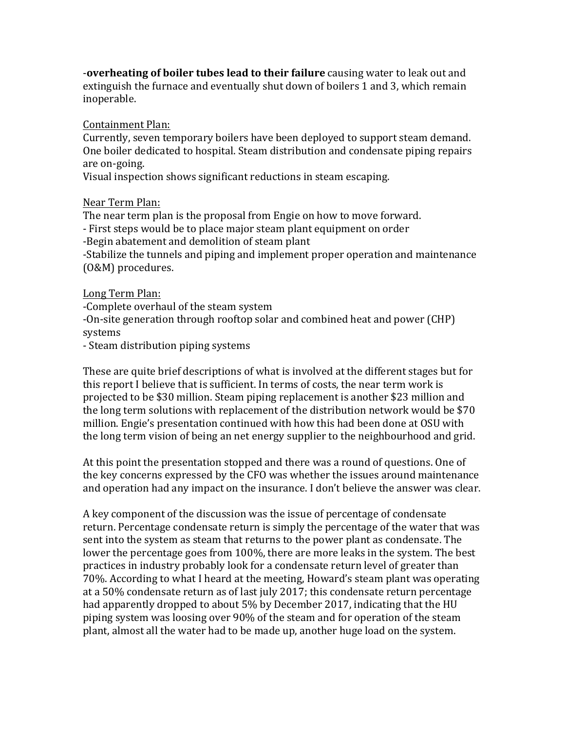-**overheating of boiler tubes lead to their failure** causing water to leak out and extinguish the furnace and eventually shut down of boilers 1 and 3, which remain inoperable.

Containment Plan:

Currently, seven temporary boilers have been deployed to support steam demand. One boiler dedicated to hospital. Steam distribution and condensate piping repairs are on-going.

Visual inspection shows significant reductions in steam escaping.

Near Term Plan:

The near term plan is the proposal from Engie on how to move forward.

- First steps would be to place major steam plant equipment on order
- Begin abatement and demolition of steam plant
- Stabilize the tunnels and piping and implement proper operation and maintenance (O&M) procedures.

Long Term Plan:

- Complete overhaul of the steam system
- On-site generation through rooftop solar and combined heat and power (CHP) systems
- Steam distribution piping systems

These are quite brief descriptions of what is involved at the different stages but for this report I believe that is sufficient. In terms of costs, the near term work is projected to be $30 million. Steam piping replacement is another $23 million and the long term solutions with replacement of the distribution network would be $70 million. Engie's presentation continued with how this had been done at OSU with the long term vision of being an net energy supplier to the neighbourhood and grid.

At this point the presentation stopped and there was a round of questions. One of the key concerns expressed by the CFO was whether the issues around maintenance and operation had any impact on the insurance. I don't believe the answer was clear.

A key component of the discussion was the issue of percentage of condensate return. Percentage condensate return is simply the percentage of the water that was sent into the system as steam that returns to the power plant as condensate. The lower the percentage goes from 100%, there are more leaks in the system. The best practices in industry probably look for a condensate return level of greater than 70%. According to what I heard at the meeting, Howard's steam plant was operating at a 50% condensate return as of last july 2017; this condensate return percentage had apparently dropped to about 5% by December 2017, indicating that the HU piping system was loosing over 90% of the steam and for operation of the steam plant, almost all the water had to be made up, another huge load on the system.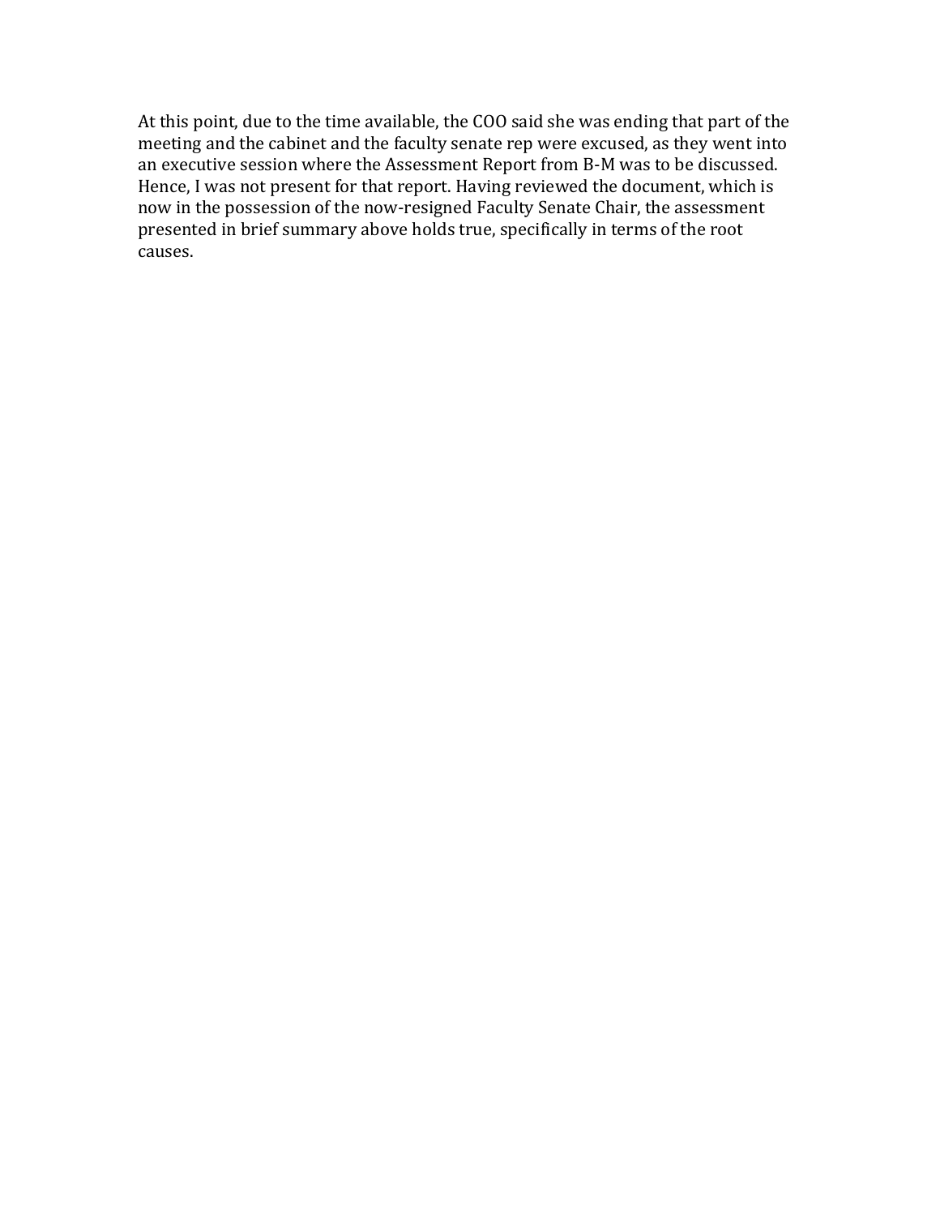At this point, due to the time available, the COO said she was ending that part of the meeting and the cabinet and the faculty senate rep were excused, as they went into an executive session where the Assessment Report from B-M was to be discussed. Hence, I was not present for that report. Having reviewed the document, which is now in the possession of the now-resigned Faculty Senate Chair, the assessment presented in brief summary above holds true, specifically in terms of the root causes.